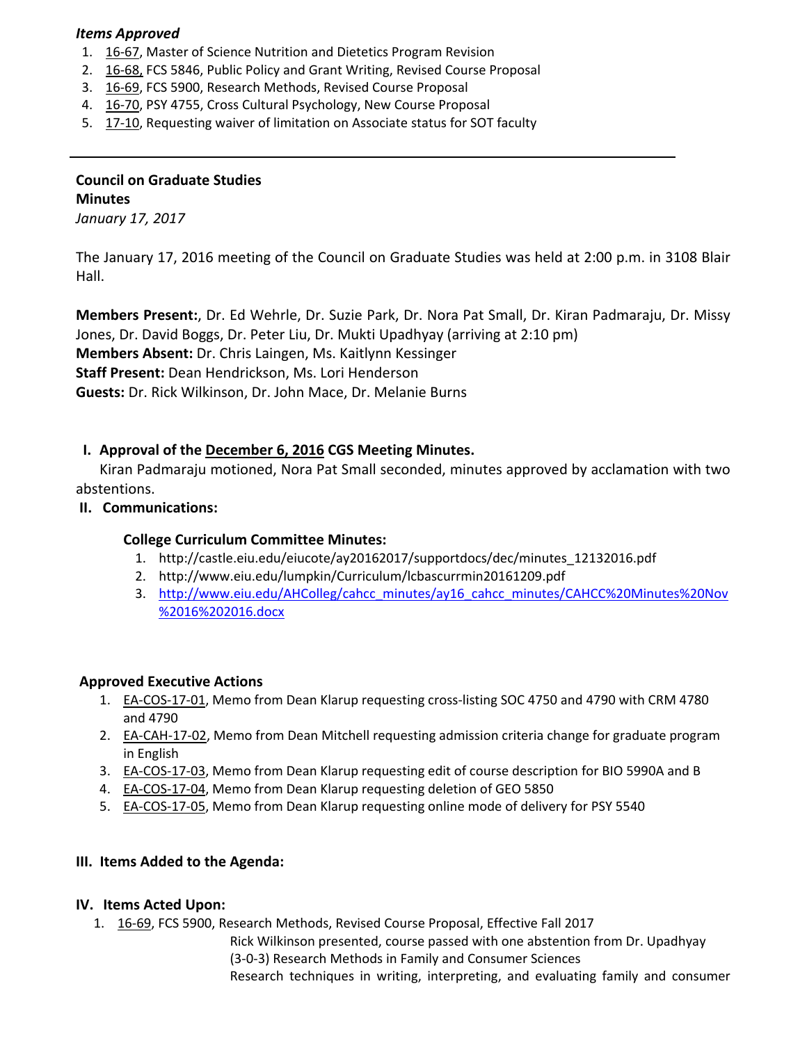***Items Approved***

1. 16-67, Master of Science Nutrition and Dietetics Program Revision
2. 16-68, FCS 5846, Public Policy and Grant Writing, Revised Course Proposal
3. 16-69, FCS 5900, Research Methods, Revised Course Proposal
4. 16-70, PSY 4755, Cross Cultural Psychology, New Course Proposal
5. 17-10, Requesting waiver of limitation on Associate status for SOT faculty

---

**Council on Graduate Studies**
**Minutes**
*January 17, 2017*

The January 17, 2016 meeting of the Council on Graduate Studies was held at 2:00 p.m. in 3108 Blair Hall.

**Members Present:**, Dr. Ed Wehrle, Dr. Suzie Park, Dr. Nora Pat Small, Dr. Kiran Padmaraju, Dr. Missy Jones, Dr. David Boggs, Dr. Peter Liu, Dr. Mukti Upadhyay (arriving at 2:10 pm)
**Members Absent:** Dr. Chris Laingen, Ms. Kaitlynn Kessinger
**Staff Present:** Dean Hendrickson, Ms. Lori Henderson
**Guests:** Dr. Rick Wilkinson, Dr. John Mace, Dr. Melanie Burns

## I. Approval of the December 6, 2016 CGS Meeting Minutes.

Kiran Padmaraju motioned, Nora Pat Small seconded, minutes approved by acclamation with two abstentions.

## II. Communications:

**College Curriculum Committee Minutes:**

1. http://castle.eiu.edu/eiucote/ay20162017/supportdocs/dec/minutes_12132016.pdf
2. http://www.eiu.edu/lumpkin/Curriculum/lcbascurrmin20161209.pdf
3. http://www.eiu.edu/AHColleg/cahcc_minutes/ay16_cahcc_minutes/CAHCC%20Minutes%20Nov%2016%202016.docx

**Approved Executive Actions**

1. EA-COS-17-01, Memo from Dean Klarup requesting cross-listing SOC 4750 and 4790 with CRM 4780 and 4790
2. EA-CAH-17-02, Memo from Dean Mitchell requesting admission criteria change for graduate program in English
3. EA-COS-17-03, Memo from Dean Klarup requesting edit of course description for BIO 5990A and B
4. EA-COS-17-04, Memo from Dean Klarup requesting deletion of GEO 5850
5. EA-COS-17-05, Memo from Dean Klarup requesting online mode of delivery for PSY 5540

## III. Items Added to the Agenda:

## IV. Items Acted Upon:

1. 16-69, FCS 5900, Research Methods, Revised Course Proposal, Effective Fall 2017

   Rick Wilkinson presented, course passed with one abstention from Dr. Upadhyay
   (3-0-3) Research Methods in Family and Consumer Sciences
   Research techniques in writing, interpreting, and evaluating family and consumer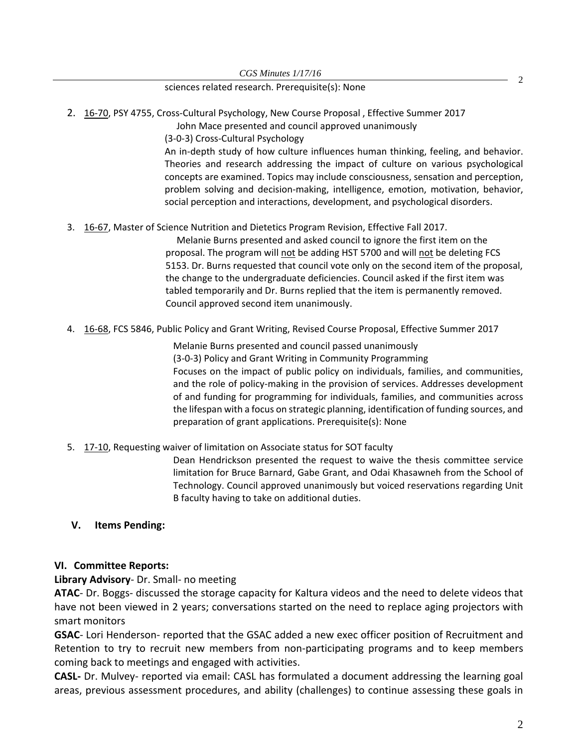sciences related research. Prerequisite(s): None

2. 16-70, PSY 4755, Cross-Cultural Psychology, New Course Proposal , Effective Summer 2017

   John Mace presented and council approved unanimously

   (3-0-3) Cross-Cultural Psychology

   An in-depth study of how culture influences human thinking, feeling, and behavior. Theories and research addressing the impact of culture on various psychological concepts are examined. Topics may include consciousness, sensation and perception, problem solving and decision-making, intelligence, emotion, motivation, behavior, social perception and interactions, development, and psychological disorders.

3. 16-67, Master of Science Nutrition and Dietetics Program Revision, Effective Fall 2017.

   Melanie Burns presented and asked council to ignore the first item on the proposal. The program will not be adding HST 5700 and will not be deleting FCS 5153. Dr. Burns requested that council vote only on the second item of the proposal, the change to the undergraduate deficiencies. Council asked if the first item was tabled temporarily and Dr. Burns replied that the item is permanently removed. Council approved second item unanimously.

4. 16-68, FCS 5846, Public Policy and Grant Writing, Revised Course Proposal, Effective Summer 2017

   Melanie Burns presented and council passed unanimously

   (3-0-3) Policy and Grant Writing in Community Programming

   Focuses on the impact of public policy on individuals, families, and communities, and the role of policy-making in the provision of services. Addresses development of and funding for programming for individuals, families, and communities across the lifespan with a focus on strategic planning, identification of funding sources, and preparation of grant applications. Prerequisite(s): None

5. 17-10, Requesting waiver of limitation on Associate status for SOT faculty

   Dean Hendrickson presented the request to waive the thesis committee service limitation for Bruce Barnard, Gabe Grant, and Odai Khasawneh from the School of Technology. Council approved unanimously but voiced reservations regarding Unit B faculty having to take on additional duties.

## V. Items Pending:

## VI. Committee Reports:

**Library Advisory**- Dr. Small- no meeting

**ATAC**- Dr. Boggs- discussed the storage capacity for Kaltura videos and the need to delete videos that have not been viewed in 2 years; conversations started on the need to replace aging projectors with smart monitors

**GSAC**- Lori Henderson- reported that the GSAC added a new exec officer position of Recruitment and Retention to try to recruit new members from non-participating programs and to keep members coming back to meetings and engaged with activities.

**CASL-** Dr. Mulvey- reported via email: CASL has formulated a document addressing the learning goal areas, previous assessment procedures, and ability (challenges) to continue assessing these goals in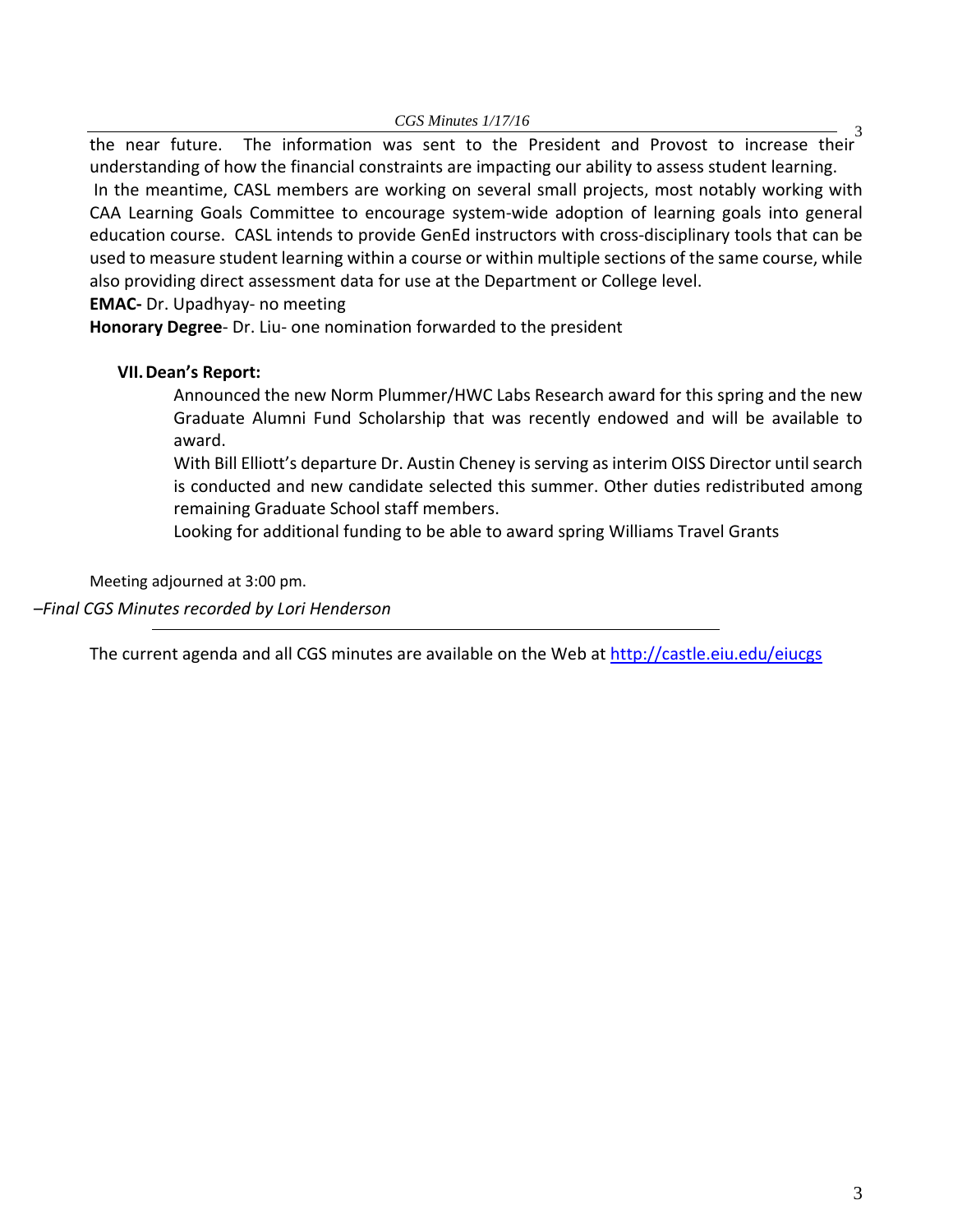the near future. The information was sent to the President and Provost to increase their understanding of how the financial constraints are impacting our ability to assess student learning.

In the meantime, CASL members are working on several small projects, most notably working with CAA Learning Goals Committee to encourage system-wide adoption of learning goals into general education course. CASL intends to provide GenEd instructors with cross-disciplinary tools that can be used to measure student learning within a course or within multiple sections of the same course, while also providing direct assessment data for use at the Department or College level.

**EMAC-** Dr. Upadhyay- no meeting

**Honorary Degree**- Dr. Liu- one nomination forwarded to the president

## VII. Dean's Report:

Announced the new Norm Plummer/HWC Labs Research award for this spring and the new Graduate Alumni Fund Scholarship that was recently endowed and will be available to award.

With Bill Elliott's departure Dr. Austin Cheney is serving as interim OISS Director until search is conducted and new candidate selected this summer. Other duties redistributed among remaining Graduate School staff members.

Looking for additional funding to be able to award spring Williams Travel Grants

Meeting adjourned at 3:00 pm.

*–Final CGS Minutes recorded by Lori Henderson*

---

The current agenda and all CGS minutes are available on the Web at http://castle.eiu.edu/eiucgs